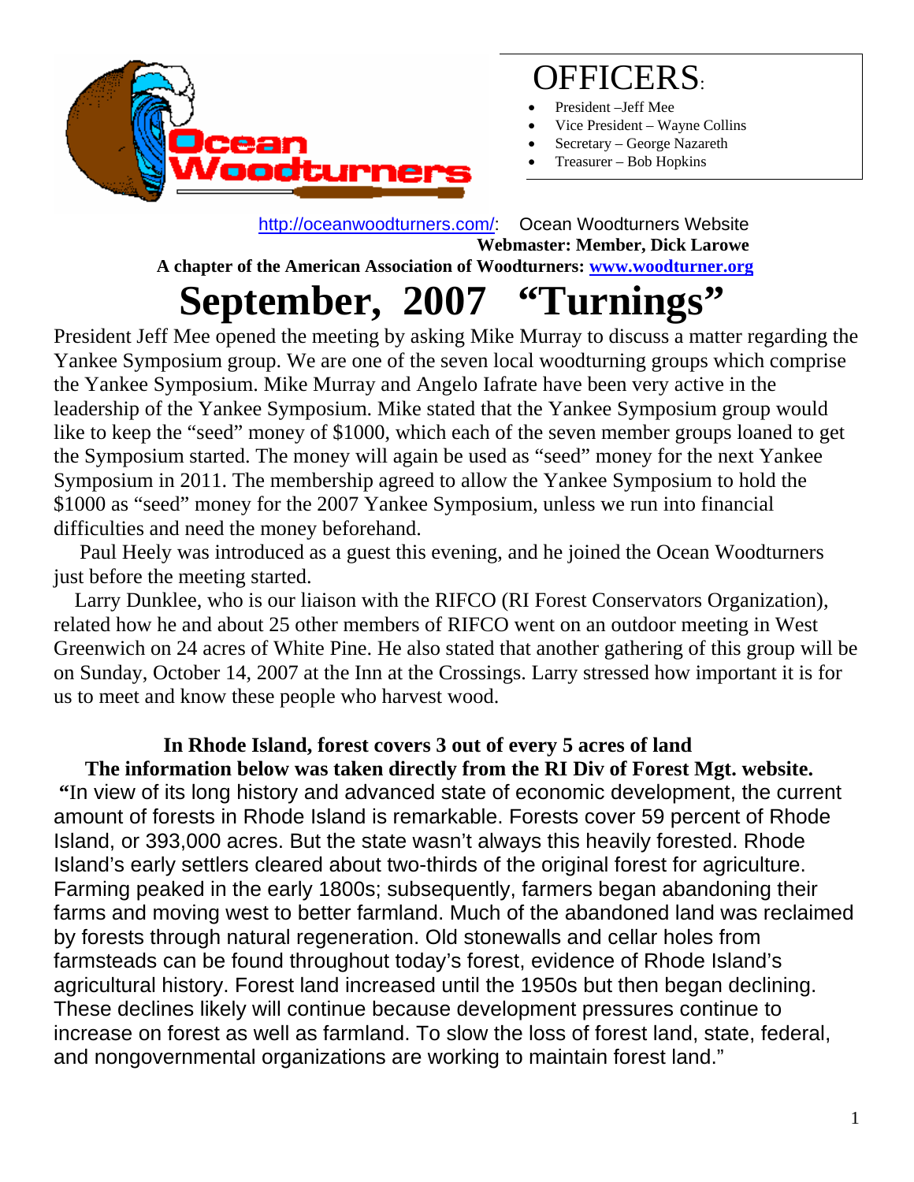# OFFICERS:

- President –Jeff Mee
- Vice President – Wayne Collins
- Secretary – George Nazareth
- Treasurer – Bob Hopkins

http://oceanwoodturners.com/: Ocean Woodturners Website

**Webmaster: Member, Dick Larowe**

**A chapter of the American Association of Woodturners: www.woodturner.org**

# September, 2007 "Turnings"

President Jeff Mee opened the meeting by asking Mike Murray to discuss a matter regarding the Yankee Symposium group. We are one of the seven local woodturning groups which comprise the Yankee Symposium. Mike Murray and Angelo Iafrate have been very active in the leadership of the Yankee Symposium. Mike stated that the Yankee Symposium group would like to keep the "seed" money of $1000, which each of the seven member groups loaned to get the Symposium started. The money will again be used as "seed" money for the next Yankee Symposium in 2011. The membership agreed to allow the Yankee Symposium to hold the $1000 as "seed" money for the 2007 Yankee Symposium, unless we run into financial difficulties and need the money beforehand.

Paul Heely was introduced as a guest this evening, and he joined the Ocean Woodturners just before the meeting started.

Larry Dunklee, who is our liaison with the RIFCO (RI Forest Conservators Organization), related how he and about 25 other members of RIFCO went on an outdoor meeting in West Greenwich on 24 acres of White Pine. He also stated that another gathering of this group will be on Sunday, October 14, 2007 at the Inn at the Crossings. Larry stressed how important it is for us to meet and know these people who harvest wood.

**In Rhode Island, forest covers 3 out of every 5 acres of land**

**The information below was taken directly from the RI Div of Forest Mgt. website.**

**"**In view of its long history and advanced state of economic development, the current amount of forests in Rhode Island is remarkable. Forests cover 59 percent of Rhode Island, or 393,000 acres. But the state wasn't always this heavily forested. Rhode Island's early settlers cleared about two-thirds of the original forest for agriculture. Farming peaked in the early 1800s; subsequently, farmers began abandoning their farms and moving west to better farmland. Much of the abandoned land was reclaimed by forests through natural regeneration. Old stonewalls and cellar holes from farmsteads can be found throughout today's forest, evidence of Rhode Island's agricultural history. Forest land increased until the 1950s but then began declining. These declines likely will continue because development pressures continue to increase on forest as well as farmland. To slow the loss of forest land, state, federal, and nongovernmental organizations are working to maintain forest land."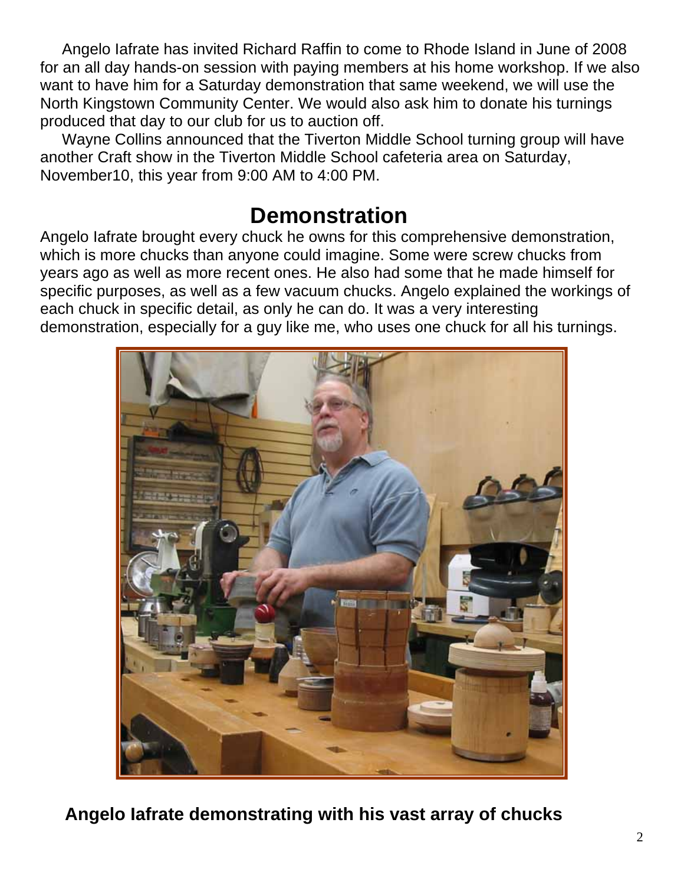Angelo Iafrate has invited Richard Raffin to come to Rhode Island in June of 2008 for an all day hands-on session with paying members at his home workshop. If we also want to have him for a Saturday demonstration that same weekend, we will use the North Kingstown Community Center. We would also ask him to donate his turnings produced that day to our club for us to auction off.

Wayne Collins announced that the Tiverton Middle School turning group will have another Craft show in the Tiverton Middle School cafeteria area on Saturday, November10, this year from 9:00 AM to 4:00 PM.

# Demonstration

Angelo Iafrate brought every chuck he owns for this comprehensive demonstration, which is more chucks than anyone could imagine. Some were screw chucks from years ago as well as more recent ones. He also had some that he made himself for specific purposes, as well as a few vacuum chucks. Angelo explained the workings of each chuck in specific detail, as only he can do. It was a very interesting demonstration, especially for a guy like me, who uses one chuck for all his turnings.

**Angelo Iafrate demonstrating with his vast array of chucks**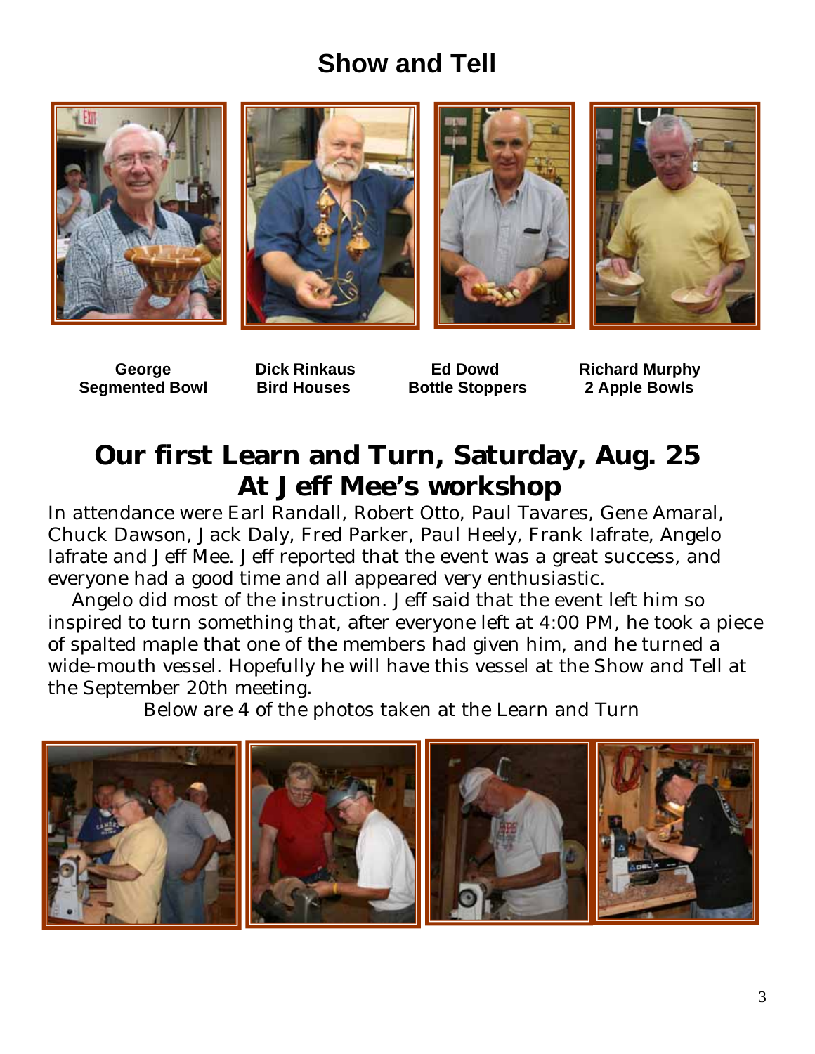## Show and Tell

| George | Dick Rinkaus | Ed Dowd | Richard Murphy |
| --- | --- | --- | --- |
| Segmented Bowl | Bird Houses | Bottle Stoppers | 2 Apple Bowls |

## Our first Learn and Turn, Saturday, Aug. 25 At Jeff Mee's workshop

In attendance were Earl Randall, Robert Otto, Paul Tavares, Gene Amaral, Chuck Dawson, Jack Daly, Fred Parker, Paul Heely, Frank Iafrate, Angelo Iafrate and Jeff Mee. Jeff reported that the event was a great success, and everyone had a good time and all appeared very enthusiastic.

Angelo did most of the instruction. Jeff said that the event left him so inspired to turn something that, after everyone left at 4:00 PM, he took a piece of spalted maple that one of the members had given him, and he turned a wide-mouth vessel. Hopefully he will have this vessel at the Show and Tell at the September 20th meeting.

Below are 4 of the photos taken at the Learn and Turn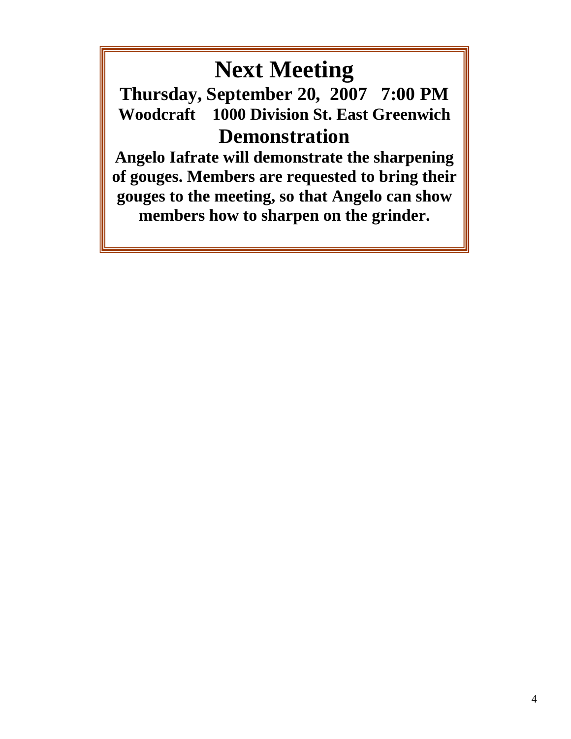# Next Meeting

**Thursday, September 20, 2007 7:00 PM**

**Woodcraft 1000 Division St. East Greenwich**

## Demonstration

**Angelo Iafrate will demonstrate the sharpening of gouges. Members are requested to bring their gouges to the meeting, so that Angelo can show members how to sharpen on the grinder.**